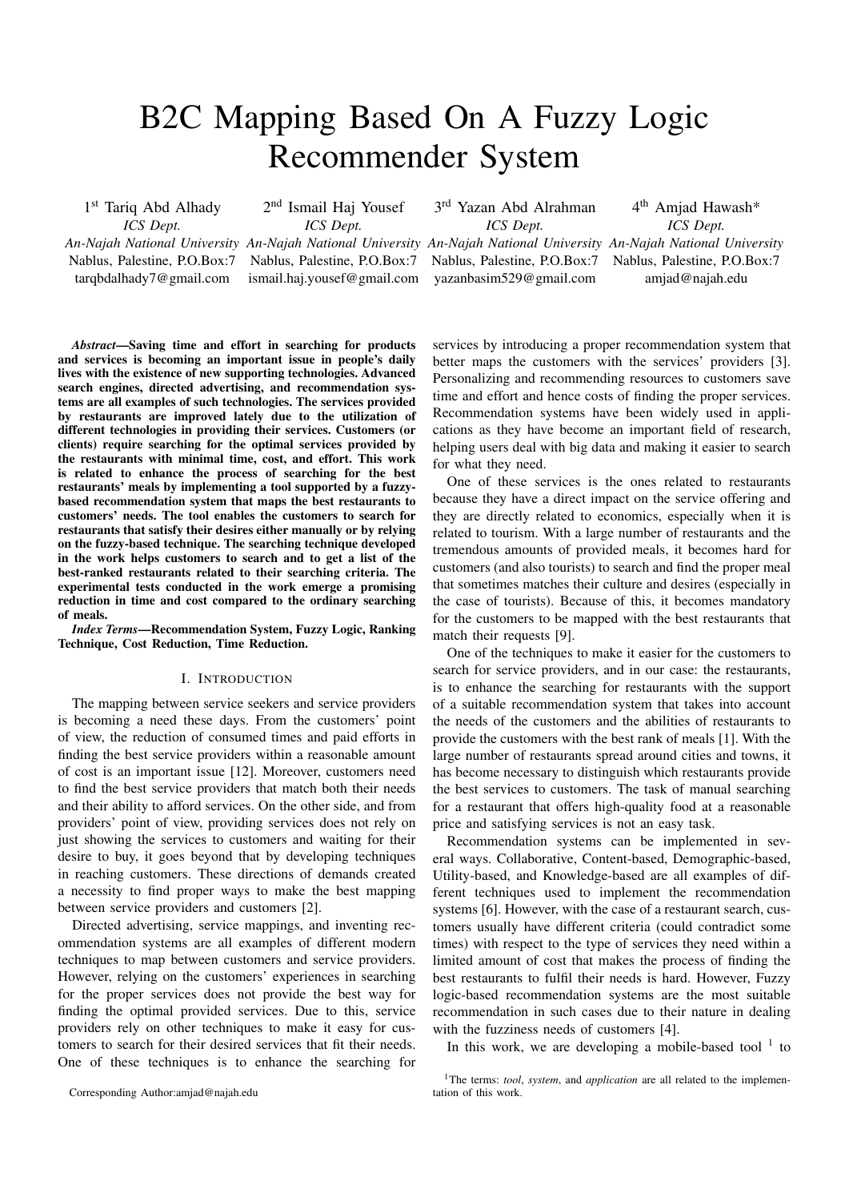# B2C Mapping Based On A Fuzzy Logic Recommender System

1st Tariq Abd Alhady
*ICS Dept.*
*An-Najah National University*
Nablus, Palestine, P.O.Box:7
tarqbdalhady7@gmail.com

2nd Ismail Haj Yousef
*ICS Dept.*
*An-Najah National University*
Nablus, Palestine, P.O.Box:7
ismail.haj.yousef@gmail.com

3rd Yazan Abd Alrahman
*ICS Dept.*
*An-Najah National University*
Nablus, Palestine, P.O.Box:7
yazanbasim529@gmail.com

4th Amjad Hawash*
*ICS Dept.*
*An-Najah National University*
Nablus, Palestine, P.O.Box:7
amjad@najah.edu

***Abstract*—Saving time and effort in searching for products and services is becoming an important issue in people's daily lives with the existence of new supporting technologies. Advanced search engines, directed advertising, and recommendation systems are all examples of such technologies. The services provided by restaurants are improved lately due to the utilization of different technologies in providing their services. Customers (or clients) require searching for the optimal services provided by the restaurants with minimal time, cost, and effort. This work is related to enhance the process of searching for the best restaurants' meals by implementing a tool supported by a fuzzy-based recommendation system that maps the best restaurants to customers' needs. The tool enables the customers to search for restaurants that satisfy their desires either manually or by relying on the fuzzy-based technique. The searching technique developed in the work helps customers to search and to get a list of the best-ranked restaurants related to their searching criteria. The experimental tests conducted in the work emerge a promising reduction in time and cost compared to the ordinary searching of meals.**

***Index Terms*—Recommendation System, Fuzzy Logic, Ranking Technique, Cost Reduction, Time Reduction.**

## I. Introduction

The mapping between service seekers and service providers is becoming a need these days. From the customers' point of view, the reduction of consumed times and paid efforts in finding the best service providers within a reasonable amount of cost is an important issue [12]. Moreover, customers need to find the best service providers that match both their needs and their ability to afford services. On the other side, and from providers' point of view, providing services does not rely on just showing the services to customers and waiting for their desire to buy, it goes beyond that by developing techniques in reaching customers. These directions of demands created a necessity to find proper ways to make the best mapping between service providers and customers [2].

Directed advertising, service mappings, and inventing recommendation systems are all examples of different modern techniques to map between customers and service providers. However, relying on the customers' experiences in searching for the proper services does not provide the best way for finding the optimal provided services. Due to this, service providers rely on other techniques to make it easy for customers to search for their desired services that fit their needs. One of these techniques is to enhance the searching for services by introducing a proper recommendation system that better maps the customers with the services' providers [3]. Personalizing and recommending resources to customers save time and effort and hence costs of finding the proper services. Recommendation systems have been widely used in applications as they have become an important field of research, helping users deal with big data and making it easier to search for what they need.

One of these services is the ones related to restaurants because they have a direct impact on the service offering and they are directly related to economics, especially when it is related to tourism. With a large number of restaurants and the tremendous amounts of provided meals, it becomes hard for customers (and also tourists) to search and find the proper meal that sometimes matches their culture and desires (especially in the case of tourists). Because of this, it becomes mandatory for the customers to be mapped with the best restaurants that match their requests [9].

One of the techniques to make it easier for the customers to search for service providers, and in our case: the restaurants, is to enhance the searching for restaurants with the support of a suitable recommendation system that takes into account the needs of the customers and the abilities of restaurants to provide the customers with the best rank of meals [1]. With the large number of restaurants spread around cities and towns, it has become necessary to distinguish which restaurants provide the best services to customers. The task of manual searching for a restaurant that offers high-quality food at a reasonable price and satisfying services is not an easy task.

Recommendation systems can be implemented in several ways. Collaborative, Content-based, Demographic-based, Utility-based, and Knowledge-based are all examples of different techniques used to implement the recommendation systems [6]. However, with the case of a restaurant search, customers usually have different criteria (could contradict some times) with respect to the type of services they need within a limited amount of cost that makes the process of finding the best restaurants to fulfil their needs is hard. However, Fuzzy logic-based recommendation systems are the most suitable recommendation in such cases due to their nature in dealing with the fuzziness needs of customers [4].

In this work, we are developing a mobile-based tool [1] to

Corresponding Author:amjad@najah.edu

[1] The terms: *tool*, *system*, and *application* are all related to the implementation of this work.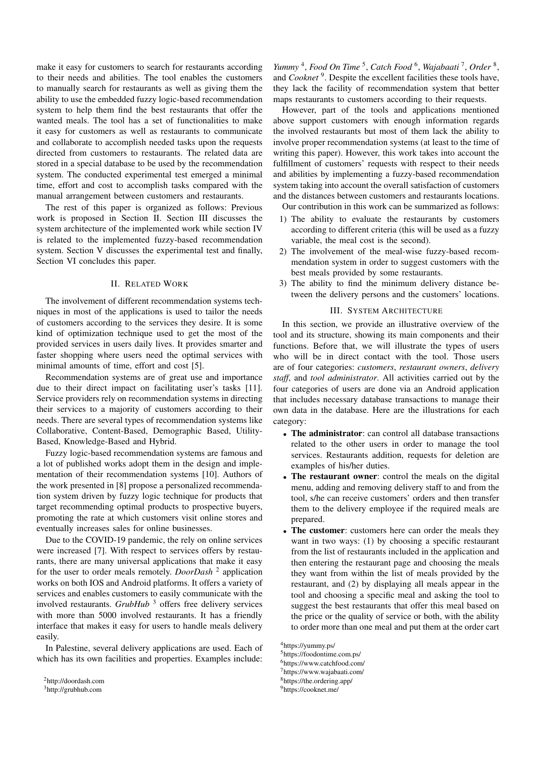make it easy for customers to search for restaurants according to their needs and abilities. The tool enables the customers to manually search for restaurants as well as giving them the ability to use the embedded fuzzy logic-based recommendation system to help them find the best restaurants that offer the wanted meals. The tool has a set of functionalities to make it easy for customers as well as restaurants to communicate and collaborate to accomplish needed tasks upon the requests directed from customers to restaurants. The related data are stored in a special database to be used by the recommendation system. The conducted experimental test emerged a minimal time, effort and cost to accomplish tasks compared with the manual arrangement between customers and restaurants.

The rest of this paper is organized as follows: Previous work is proposed in Section II. Section III discusses the system architecture of the implemented work while section IV is related to the implemented fuzzy-based recommendation system. Section V discusses the experimental test and finally, Section VI concludes this paper.

## II. Related Work

The involvement of different recommendation systems techniques in most of the applications is used to tailor the needs of customers according to the services they desire. It is some kind of optimization technique used to get the most of the provided services in users daily lives. It provides smarter and faster shopping where users need the optimal services with minimal amounts of time, effort and cost [5].

Recommendation systems are of great use and importance due to their direct impact on facilitating user's tasks [11]. Service providers rely on recommendation systems in directing their services to a majority of customers according to their needs. There are several types of recommendation systems like Collaborative, Content-Based, Demographic Based, Utility-Based, Knowledge-Based and Hybrid.

Fuzzy logic-based recommendation systems are famous and a lot of published works adopt them in the design and implementation of their recommendation systems [10]. Authors of the work presented in [8] propose a personalized recommendation system driven by fuzzy logic technique for products that target recommending optimal products to prospective buyers, promoting the rate at which customers visit online stores and eventually increases sales for online businesses.

Due to the COVID-19 pandemic, the rely on online services were increased [7]. With respect to services offers by restaurants, there are many universal applications that make it easy for the user to order meals remotely. *DoorDash* [2] application works on both IOS and Android platforms. It offers a variety of services and enables customers to easily communicate with the involved restaurants. *GrubHub* [3] offers free delivery services with more than 5000 involved restaurants. It has a friendly interface that makes it easy for users to handle meals delivery easily.

In Palestine, several delivery applications are used. Each of which has its own facilities and properties. Examples include: *Yummy* [4], *Food On Time* [5], *Catch Food* [6], *Wajabaati* [7], *Order* [8], and *Cooknet* [9]. Despite the excellent facilities these tools have, they lack the facility of recommendation system that better maps restaurants to customers according to their requests.

However, part of the tools and applications mentioned above support customers with enough information regards the involved restaurants but most of them lack the ability to involve proper recommendation systems (at least to the time of writing this paper). However, this work takes into account the fulfillment of customers' requests with respect to their needs and abilities by implementing a fuzzy-based recommendation system taking into account the overall satisfaction of customers and the distances between customers and restaurants locations.

Our contribution in this work can be summarized as follows:

1) The ability to evaluate the restaurants by customers according to different criteria (this will be used as a fuzzy variable, the meal cost is the second).
2) The involvement of the meal-wise fuzzy-based recommendation system in order to suggest customers with the best meals provided by some restaurants.
3) The ability to find the minimum delivery distance between the delivery persons and the customers' locations.

## III. System Architecture

In this section, we provide an illustrative overview of the tool and its structure, showing its main components and their functions. Before that, we will illustrate the types of users who will be in direct contact with the tool. Those users are of four categories: *customers*, *restaurant owners*, *delivery staff*, and *tool administrator*. All activities carried out by the four categories of users are done via an Android application that includes necessary database transactions to manage their own data in the database. Here are the illustrations for each category:

- **The administrator**: can control all database transactions related to the other users in order to manage the tool services. Restaurants addition, requests for deletion are examples of his/her duties.
- **The restaurant owner**: control the meals on the digital menu, adding and removing delivery staff to and from the tool, s/he can receive customers' orders and then transfer them to the delivery employee if the required meals are prepared.
- **The customer**: customers here can order the meals they want in two ways: (1) by choosing a specific restaurant from the list of restaurants included in the application and then entering the restaurant page and choosing the meals they want from within the list of meals provided by the restaurant, and (2) by displaying all meals appear in the tool and choosing a specific meal and asking the tool to suggest the best restaurants that offer this meal based on the price or the quality of service or both, with the ability to order more than one meal and put them at the order cart

[2] http://doordash.com
[3] http://grubhub.com
[4] https://yummy.ps/
[5] https://foodontime.com.ps/
[6] https://www.catchfood.com/
[7] https://www.wajabaati.com/
[8] https://the.ordering.app/
[9] https://cooknet.me/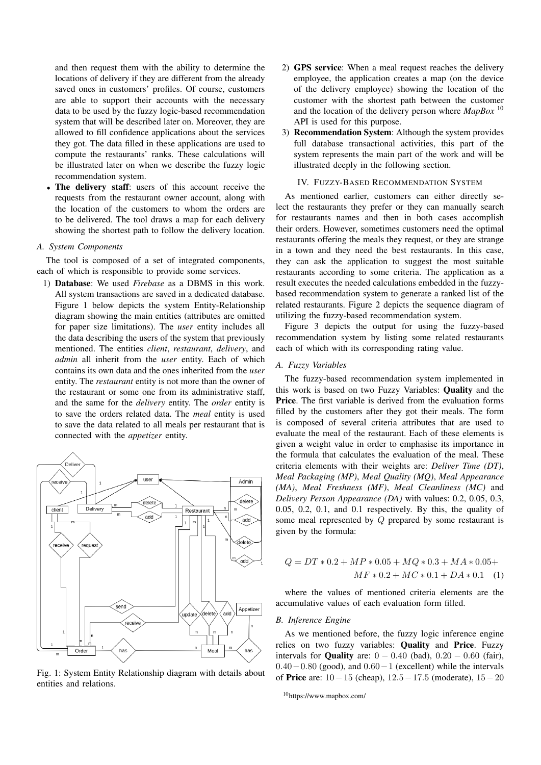and then request them with the ability to determine the locations of delivery if they are different from the already saved ones in customers' profiles. Of course, customers are able to support their accounts with the necessary data to be used by the fuzzy logic-based recommendation system that will be described later on. Moreover, they are allowed to fill confidence applications about the services they got. The data filled in these applications are used to compute the restaurants' ranks. These calculations will be illustrated later on when we describe the fuzzy logic recommendation system.

- **The delivery staff**: users of this account receive the requests from the restaurant owner account, along with the location of the customers to whom the orders are to be delivered. The tool draws a map for each delivery showing the shortest path to follow the delivery location.

### A. System Components

The tool is composed of a set of integrated components, each of which is responsible to provide some services.

1) **Database**: We used *Firebase* as a DBMS in this work. All system transactions are saved in a dedicated database. Figure 1 below depicts the system Entity-Relationship diagram showing the main entities (attributes are omitted for paper size limitations). The *user* entity includes all the data describing the users of the system that previously mentioned. The entities *client*, *restaurant*, *delivery*, and *admin* all inherit from the *user* entity. Each of which contains its own data and the ones inherited from the *user* entity. The *restaurant* entity is not more than the owner of the restaurant or some one from its administrative staff, and the same for the *delivery* entity. The *order* entity is to save the orders related data. The *meal* entity is used to save the data related to all meals per restaurant that is connected with the *appetizer* entity.

Fig. 1: System Entity Relationship diagram with details about entities and relations.

2) **GPS service**: When a meal request reaches the delivery employee, the application creates a map (on the device of the delivery employee) showing the location of the customer with the shortest path between the customer and the location of the delivery person where *MapBox* [10] API is used for this purpose.

3) **Recommendation System**: Although the system provides full database transactional activities, this part of the system represents the main part of the work and will be illustrated deeply in the following section.

## IV. Fuzzy-Based Recommendation System

As mentioned earlier, customers can either directly select the restaurants they prefer or they can manually search for restaurants names and then in both cases accomplish their orders. However, sometimes customers need the optimal restaurants offering the meals they request, or they are strange in a town and they need the best restaurants. In this case, they can ask the application to suggest the most suitable restaurants according to some criteria. The application as a result executes the needed calculations embedded in the fuzzy-based recommendation system to generate a ranked list of the related restaurants. Figure 2 depicts the sequence diagram of utilizing the fuzzy-based recommendation system.

Figure 3 depicts the output for using the fuzzy-based recommendation system by listing some related restaurants each of which with its corresponding rating value.

### A. Fuzzy Variables

The fuzzy-based recommendation system implemented in this work is based on two Fuzzy Variables: **Quality** and the **Price**. The first variable is derived from the evaluation forms filled by the customers after they got their meals. The form is composed of several criteria attributes that are used to evaluate the meal of the restaurant. Each of these elements is given a weight value in order to emphasise its importance in the formula that calculates the evaluation of the meal. These criteria elements with their weights are: *Deliver Time (DT)*, *Meal Packaging (MP)*, *Meal Quality (MQ)*, *Meal Appearance (MA)*, *Meal Freshness (MF)*, *Meal Cleanliness (MC)* and *Delivery Person Appearance (DA)* with values: 0.2, 0.05, 0.3, 0.05, 0.2, 0.1, and 0.1 respectively. By this, the quality of some meal represented by $Q$ prepared by some restaurant is given by the formula:

$$Q = DT * 0.2 + MP * 0.05 + MQ * 0.3 + MA * 0.05 + MF * 0.2 + MC * 0.1 + DA * 0.1 \quad (1)$$

where the values of mentioned criteria elements are the accumulative values of each evaluation form filled.

### B. Inference Engine

As we mentioned before, the fuzzy logic inference engine relies on two fuzzy variables: **Quality** and **Price**. Fuzzy intervals for **Quality** are: $0 - 0.40$ (bad), $0.20 - 0.60$ (fair), $0.40 - 0.80$ (good), and $0.60 - 1$ (excellent) while the intervals of **Price** are: $10 - 15$ (cheap), $12.5 - 17.5$ (moderate), $15 - 20$

[10]https://www.mapbox.com/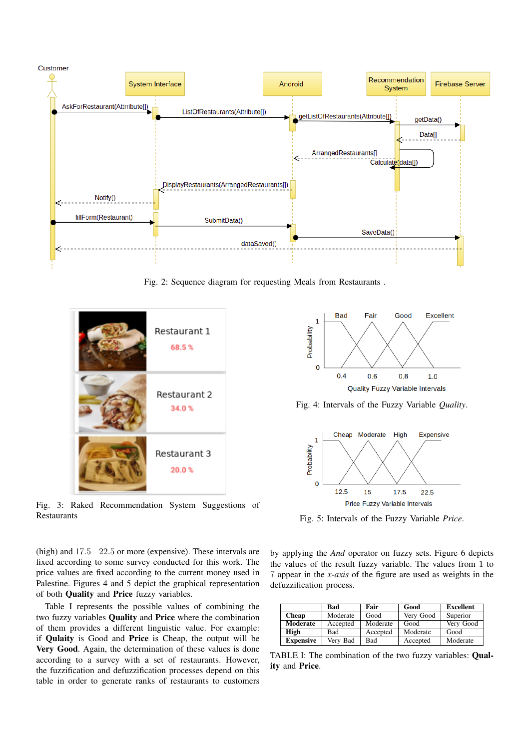Fig. 2: Sequence diagram for requesting Meals from Restaurants .

Fig. 3: Raked Recommendation System Suggestions of Restaurants

Fig. 4: Intervals of the Fuzzy Variable *Quality*.

Fig. 5: Intervals of the Fuzzy Variable *Price*.

(high) and $17.5-22.5$ or more (expensive). These intervals are fixed according to some survey conducted for this work. The price values are fixed according to the current money used in Palestine. Figures 4 and 5 depict the graphical representation of both **Quality** and **Price** fuzzy variables.

Table I represents the possible values of combining the two fuzzy variables **Quality** and **Price** where the combination of them provides a different linguistic value. For example: if **Qulaity** is Good and **Price** is Cheap, the output will be **Very Good**. Again, the determination of these values is done according to a survey with a set of restaurants. However, the fuzzification and defuzzification processes depend on this table in order to generate ranks of restaurants to customers by applying the *And* operator on fuzzy sets. Figure 6 depicts the values of the result fuzzy variable. The values from 1 to 7 appear in the *x-axis* of the figure are used as weights in the defuzzification process.

| | **Bad** | **Fair** | **Good** | **Excellent** |
|---|---|---|---|---|
| **Cheap** | Moderate | Good | Very Good | Superior |
| **Moderate** | Accepted | Moderate | Good | Very Good |
| **High** | Bad | Accepted | Moderate | Good |
| **Expensive** | Very Bad | Bad | Accepted | Moderate |

TABLE I: The combination of the two fuzzy variables: **Quality** and **Price**.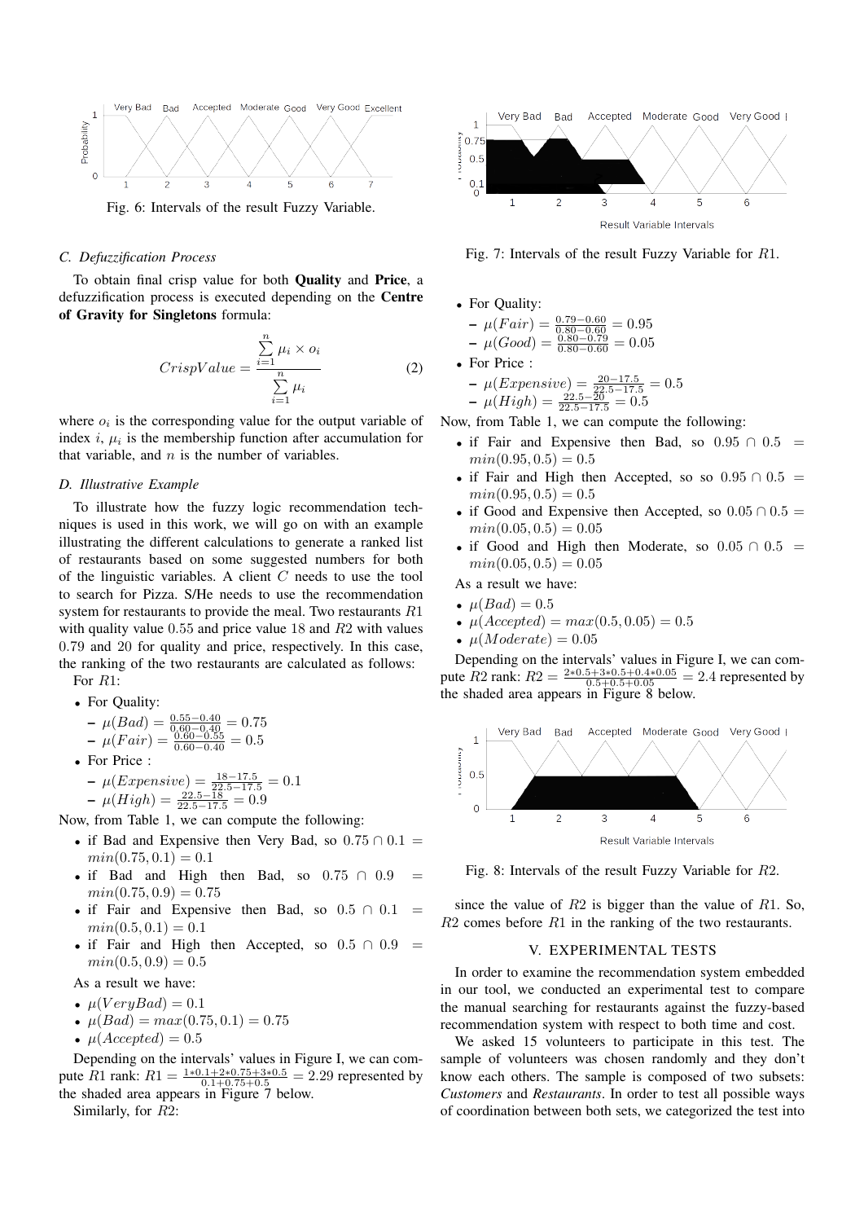Fig. 6: Intervals of the result Fuzzy Variable.

### C. Defuzzification Process

To obtain final crisp value for both **Quality** and **Price**, a defuzzification process is executed depending on the **Centre of Gravity for Singletons** formula:

$$CrispValue = \frac{\sum_{i=1}^{n} \mu_i \times o_i}{\sum_{i=1}^{n} \mu_i} \tag{2}$$

where $o_i$ is the corresponding value for the output variable of index $i$, $\mu_i$ is the membership function after accumulation for that variable, and $n$ is the number of variables.

### D. Illustrative Example

To illustrate how the fuzzy logic recommendation techniques is used in this work, we will go on with an example illustrating the different calculations to generate a ranked list of restaurants based on some suggested numbers for both of the linguistic variables. A client $C$ needs to use the tool to search for Pizza. S/He needs to use the recommendation system for restaurants to provide the meal. Two restaurants $R1$ with quality value $0.55$ and price value $18$ and $R2$ with values $0.79$ and $20$ for quality and price, respectively. In this case, the ranking of the two restaurants are calculated as follows:

For $R1$:

- For Quality:
  - $\mu(Bad) = \frac{0.55-0.40}{0.60-0.40} = 0.75$
  - $\mu(Fair) = \frac{0.60-0.55}{0.60-0.40} = 0.5$
- For Price :
  - $\mu(Expensive) = \frac{18-17.5}{22.5-17.5} = 0.1$
  - $\mu(High) = \frac{22.5-18}{22.5-17.5} = 0.9$

Now, from Table 1, we can compute the following:

- if Bad and Expensive then Very Bad, so $0.75 \cap 0.1 = min(0.75, 0.1) = 0.1$
- if Bad and High then Bad, so $0.75 \cap 0.9 = min(0.75, 0.9) = 0.75$
- if Fair and Expensive then Bad, so $0.5 \cap 0.1 = min(0.5, 0.1) = 0.1$
- if Fair and High then Accepted, so $0.5 \cap 0.9 = min(0.5, 0.9) = 0.5$

As a result we have:

- $\mu(VeryBad) = 0.1$
- $\mu(Bad) = max(0.75, 0.1) = 0.75$
- $\mu(Accepted) = 0.5$

Depending on the intervals' values in Figure I, we can compute $R1$ rank: $R1 = \frac{1*0.1+2*0.75+3*0.5}{0.1+0.75+0.5} = 2.29$ represented by the shaded area appears in Figure 7 below.

Similarly, for $R2$:

Fig. 7: Intervals of the result Fuzzy Variable for $R1$.

- For Quality:
  - $\mu(Fair) = \frac{0.79-0.60}{0.80-0.60} = 0.95$
  - $\mu(Good) = \frac{0.80-0.79}{0.80-0.60} = 0.05$
- For Price :
  - $\mu(Expensive) = \frac{20-17.5}{22.5-17.5} = 0.5$
  - $\mu(High) = \frac{22.5-20}{22.5-17.5} = 0.5$

Now, from Table 1, we can compute the following:

- if Fair and Expensive then Bad, so $0.95 \cap 0.5 = min(0.95, 0.5) = 0.5$
- if Fair and High then Accepted, so so $0.95 \cap 0.5 = min(0.95, 0.5) = 0.5$
- if Good and Expensive then Accepted, so $0.05 \cap 0.5 = min(0.05, 0.5) = 0.05$
- if Good and High then Moderate, so $0.05 \cap 0.5 = min(0.05, 0.5) = 0.05$

As a result we have:

- $\mu(Bad) = 0.5$
- $\mu(Accepted) = max(0.5, 0.05) = 0.5$
- $\mu(Moderate) = 0.05$

Depending on the intervals' values in Figure I, we can compute $R2$ rank: $R2 = \frac{2*0.5+3*0.5+4*0.05}{0.5+0.5+0.05} = 2.4$ represented by the shaded area appears in Figure 8 below.

Fig. 8: Intervals of the result Fuzzy Variable for $R2$.

since the value of $R2$ is bigger than the value of $R1$. So, $R2$ comes before $R1$ in the ranking of the two restaurants.

## V. Experimental Tests

In order to examine the recommendation system embedded in our tool, we conducted an experimental test to compare the manual searching for restaurants against the fuzzy-based recommendation system with respect to both time and cost.

We asked 15 volunteers to participate in this test. The sample of volunteers was chosen randomly and they don't know each others. The sample is composed of two subsets: *Customers* and *Restaurants*. In order to test all possible ways of coordination between both sets, we categorized the test into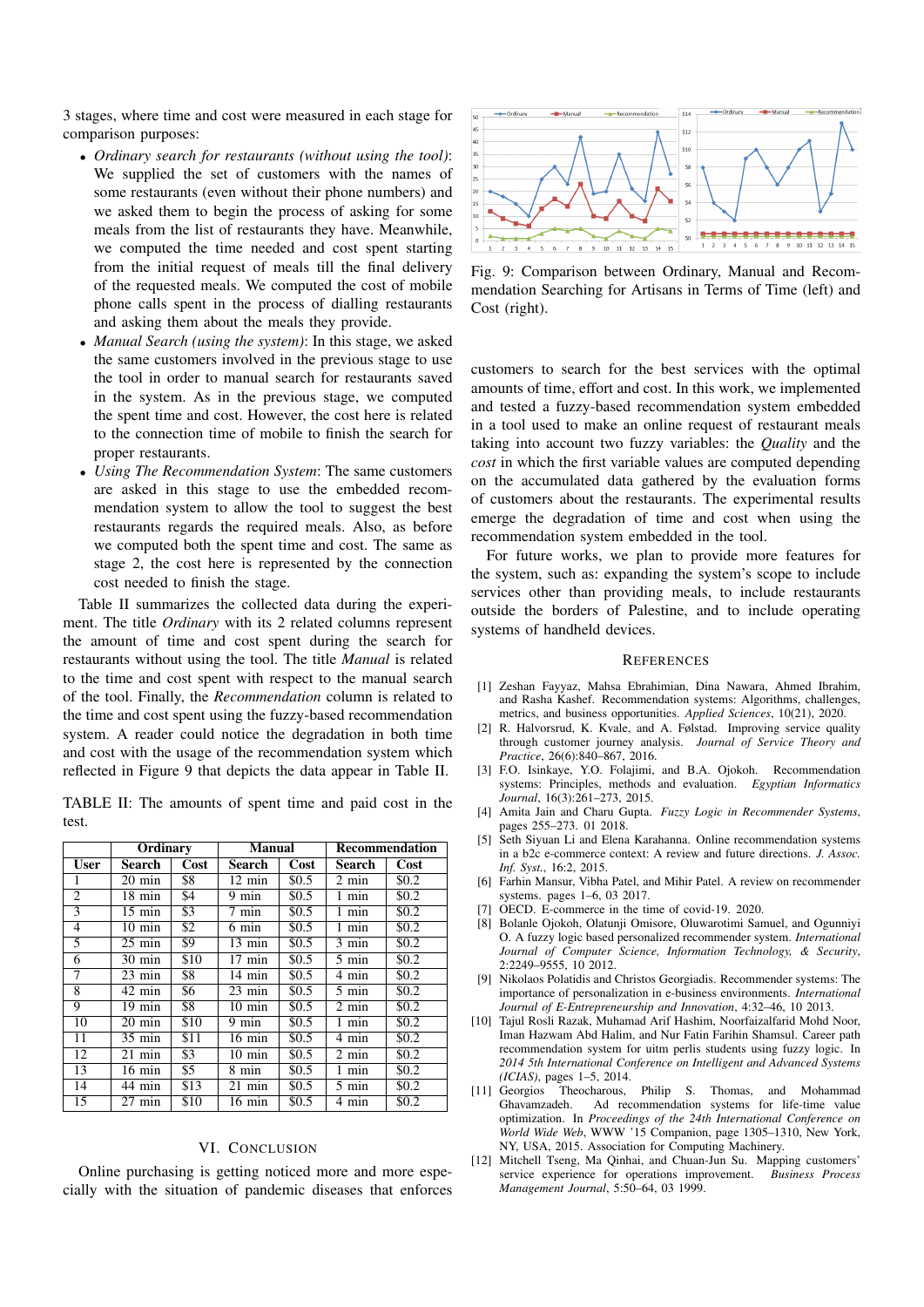3 stages, where time and cost were measured in each stage for comparison purposes:

- *Ordinary search for restaurants (without using the tool)*: We supplied the set of customers with the names of some restaurants (even without their phone numbers) and we asked them to begin the process of asking for some meals from the list of restaurants they have. Meanwhile, we computed the time needed and cost spent starting from the initial request of meals till the final delivery of the requested meals. We computed the cost of mobile phone calls spent in the process of dialling restaurants and asking them about the meals they provide.
- *Manual Search (using the system)*: In this stage, we asked the same customers involved in the previous stage to use the tool in order to manual search for restaurants saved in the system. As in the previous stage, we computed the spent time and cost. However, the cost here is related to the connection time of mobile to finish the search for proper restaurants.
- *Using The Recommendation System*: The same customers are asked in this stage to use the embedded recommendation system to allow the tool to suggest the best restaurants regards the required meals. Also, as before we computed both the spent time and cost. The same as stage 2, the cost here is represented by the connection cost needed to finish the stage.

Table II summarizes the collected data during the experiment. The title *Ordinary* with its 2 related columns represent the amount of time and cost spent during the search for restaurants without using the tool. The title *Manual* is related to the time and cost spent with respect to the manual search of the tool. Finally, the *Recommendation* column is related to the time and cost spent using the fuzzy-based recommendation system. A reader could notice the degradation in both time and cost with the usage of the recommendation system which reflected in Figure 9 that depicts the data appear in Table II.

TABLE II: The amounts of spent time and paid cost in the test.

| | Ordinary | | Manual | | Recommendation | |
|---|---|---|---|---|---|---|
| User | Search | Cost | Search | Cost | Search | Cost |
| 1 | 20 min | $8 | 12 min | $0.5 | 2 min | $0.2 |
| 2 | 18 min | $4 | 9 min | $0.5 | 1 min | $0.2 |
| 3 | 15 min | $3 | 7 min | $0.5 | 1 min | $0.2 |
| 4 | 10 min | $2 | 6 min | $0.5 | 1 min | $0.2 |
| 5 | 25 min | $9 | 13 min | $0.5 | 3 min | $0.2 |
| 6 | 30 min | $10 | 17 min | $0.5 | 5 min | $0.2 |
| 7 | 23 min | $8 | 14 min | $0.5 | 4 min | $0.2 |
| 8 | 42 min | $6 | 23 min | $0.5 | 5 min | $0.2 |
| 9 | 19 min | $8 | 10 min | $0.5 | 2 min | $0.2 |
| 10 | 20 min | $10 | 9 min | $0.5 | 1 min | $0.2 |
| 11 | 35 min | $11 | 16 min | $0.5 | 4 min | $0.2 |
| 12 | 21 min | $3 | 10 min | $0.5 | 2 min | $0.2 |
| 13 | 16 min | $5 | 8 min | $0.5 | 1 min | $0.2 |
| 14 | 44 min | $13 | 21 min | $0.5 | 5 min | $0.2 |
| 15 | 27 min | $10 | 16 min | $0.5 | 4 min | $0.2 |

Ordinary
Manual
Recommendation
50
45
40
35
30
25
20
15
10
5
0
1 2 3 4 5 6 7 8 9 10 11 12 13 14 15

Ordinary
Manual
Recommendation
$14
$12
$10
$8
$6
$4
$2
$0
1 2 3 4 5 6 7 8 9 10 11 12 13 14 15

Fig. 9: Comparison between Ordinary, Manual and Recommendation Searching for Artisans in Terms of Time (left) and Cost (right).

## VI. Conclusion

Online purchasing is getting noticed more and more especially with the situation of pandemic diseases that enforces customers to search for the best services with the optimal amounts of time, effort and cost. In this work, we implemented and tested a fuzzy-based recommendation system embedded in a tool used to make an online request of restaurant meals taking into account two fuzzy variables: the *Quality* and the *cost* in which the first variable values are computed depending on the accumulated data gathered by the evaluation forms of customers about the restaurants. The experimental results emerge the degradation of time and cost when using the recommendation system embedded in the tool.

For future works, we plan to provide more features for the system, such as: expanding the system's scope to include services other than providing meals, to include restaurants outside the borders of Palestine, and to include operating systems of handheld devices.

## References

[1] Zeshan Fayyaz, Mahsa Ebrahimian, Dina Nawara, Ahmed Ibrahim, and Rasha Kashef. Recommendation systems: Algorithms, challenges, metrics, and business opportunities. *Applied Sciences*, 10(21), 2020.

[2] R. Halvorsrud, K. Kvale, and A. Følstad. Improving service quality through customer journey analysis. *Journal of Service Theory and Practice*, 26(6):840–867, 2016.

[3] F.O. Isinkaye, Y.O. Folajimi, and B.A. Ojokoh. Recommendation systems: Principles, methods and evaluation. *Egyptian Informatics Journal*, 16(3):261–273, 2015.

[4] Amita Jain and Charu Gupta. *Fuzzy Logic in Recommender Systems*, pages 255–273. 01 2018.

[5] Seth Siyuan Li and Elena Karahanna. Online recommendation systems in a b2c e-commerce context: A review and future directions. *J. Assoc. Inf. Syst.*, 16:2, 2015.

[6] Farhin Mansur, Vibha Patel, and Mihir Patel. A review on recommender systems. pages 1–6, 03 2017.

[7] OECD. E-commerce in the time of covid-19. 2020.

[8] Bolanle Ojokoh, Olatunji Omisore, Oluwarotimi Samuel, and Ogunniyi O. A fuzzy logic based personalized recommender system. *International Journal of Computer Science, Information Technology, & Security*, 2:2249–9555, 10 2012.

[9] Nikolaos Polatidis and Christos Georgiadis. Recommender systems: The importance of personalization in e-business environments. *International Journal of E-Entrepreneurship and Innovation*, 4:32–46, 10 2013.

[10] Tajul Rosli Razak, Muhamad Arif Hashim, Noorfaizalfarid Mohd Noor, Iman Hazwam Abd Halim, and Nur Fatin Farihin Shamsul. Career path recommendation system for uitm perlis students using fuzzy logic. In *2014 5th International Conference on Intelligent and Advanced Systems (ICIAS)*, pages 1–5, 2014.

[11] Georgios Theocharous, Philip S. Thomas, and Mohammad Ghavamzadeh. Ad recommendation systems for life-time value optimization. In *Proceedings of the 24th International Conference on World Wide Web*, WWW '15 Companion, page 1305–1310, New York, NY, USA, 2015. Association for Computing Machinery.

[12] Mitchell Tseng, Ma Qinhai, and Chuan-Jun Su. Mapping customers' service experience for operations improvement. *Business Process Management Journal*, 5:50–64, 03 1999.